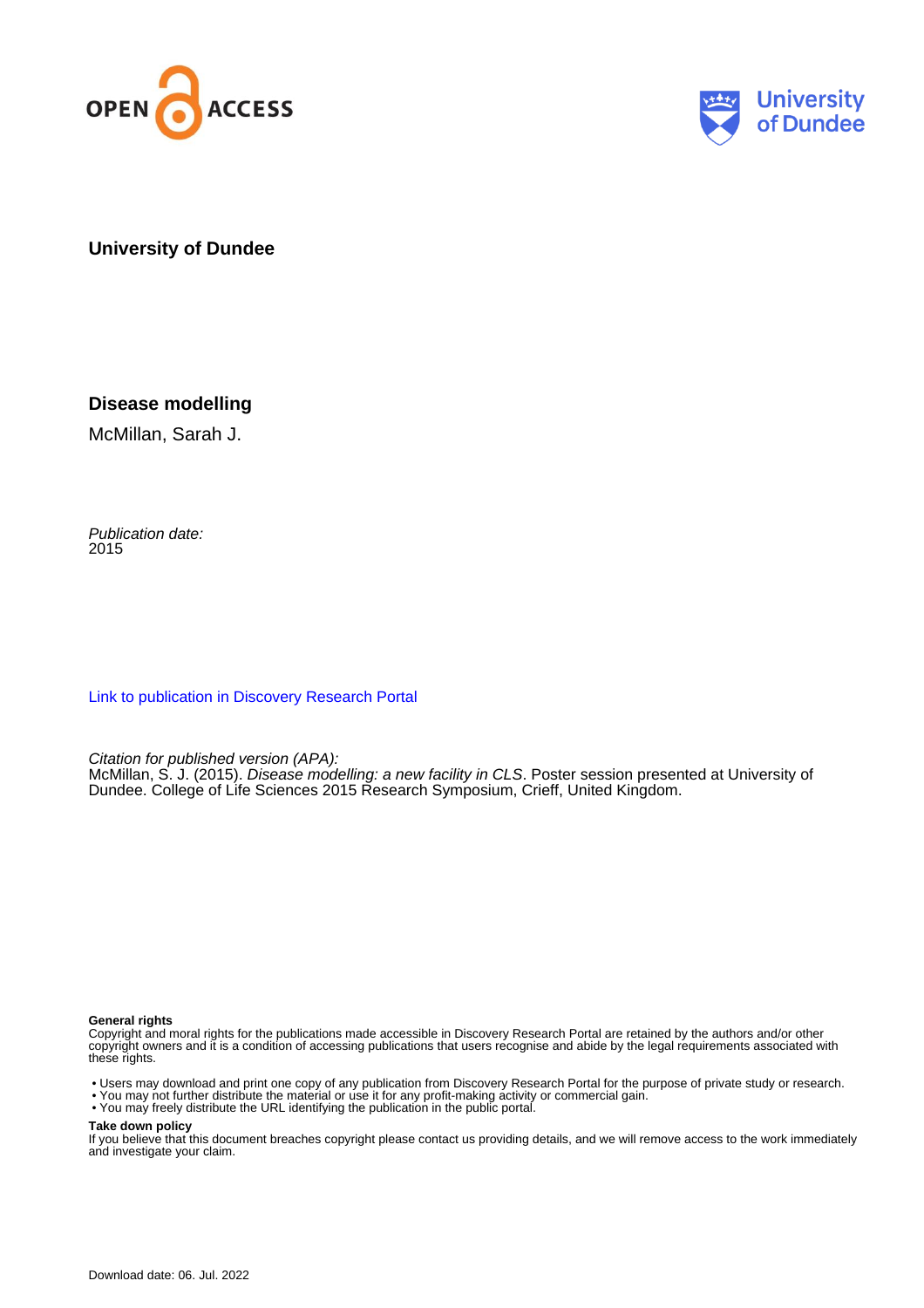University of Dundee

# Disease modelling

McMillan, Sarah J.

*Publication date:*
2015

Link to publication in Discovery Research Portal

*Citation for published version (APA):*
McMillan, S. J. (2015). *Disease modelling: a new facility in CLS*. Poster session presented at University of Dundee. College of Life Sciences 2015 Research Symposium, Crieff, United Kingdom.

**General rights**
Copyright and moral rights for the publications made accessible in Discovery Research Portal are retained by the authors and/or other copyright owners and it is a condition of accessing publications that users recognise and abide by the legal requirements associated with these rights.

- Users may download and print one copy of any publication from Discovery Research Portal for the purpose of private study or research.
- You may not further distribute the material or use it for any profit-making activity or commercial gain.
- You may freely distribute the URL identifying the publication in the public portal.

**Take down policy**
If you believe that this document breaches copyright please contact us providing details, and we will remove access to the work immediately and investigate your claim.

Download date: 06. Jul. 2022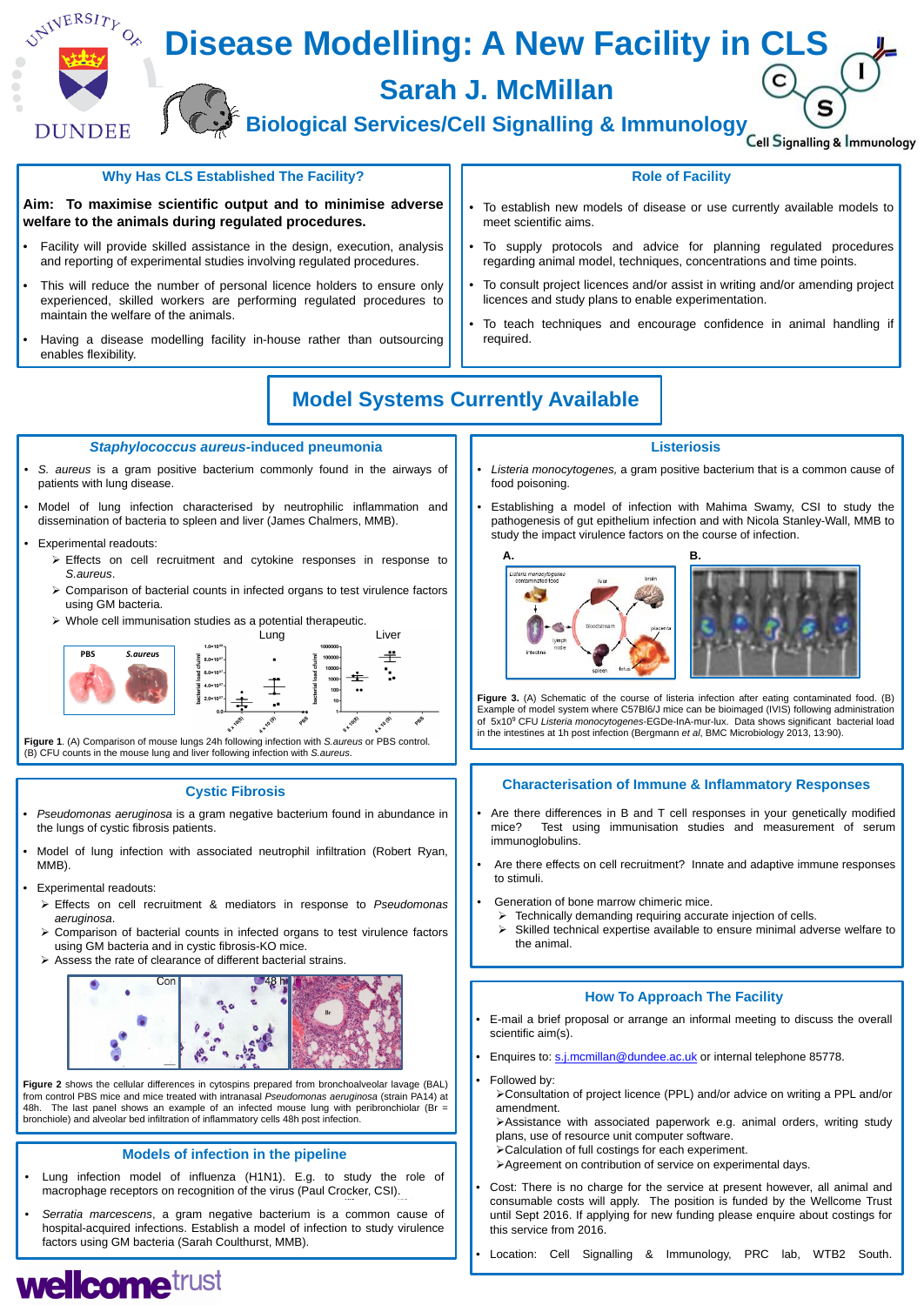# Disease Modelling: A New Facility in CLS

## Sarah J. McMillan

### Biological Services/Cell Signalling & Immunology

## Why Has CLS Established The Facility?

**Aim: To maximise scientific output and to minimise adverse welfare to the animals during regulated procedures.**

- Facility will provide skilled assistance in the design, execution, analysis and reporting of experimental studies involving regulated procedures.
- This will reduce the number of personal licence holders to ensure only experienced, skilled workers are performing regulated procedures to maintain the welfare of the animals.
- Having a disease modelling facility in-house rather than outsourcing enables flexibility.

## Role of Facility

- To establish new models of disease or use currently available models to meet scientific aims.
- To supply protocols and advice for planning regulated procedures regarding animal model, techniques, concentrations and time points.
- To consult project licences and/or assist in writing and/or amending project licences and study plans to enable experimentation.
- To teach techniques and encourage confidence in animal handling if required.

# Model Systems Currently Available

## *Staphylococcus aureus*-induced pneumonia

- *S. aureus* is a gram positive bacterium commonly found in the airways of patients with lung disease.
- Model of lung infection characterised by neutrophilic inflammation and dissemination of bacteria to spleen and liver (James Chalmers, MMB).
- Experimental readouts:
  - Effects on cell recruitment and cytokine responses in response to *S.aureus*.
  - Comparison of bacterial counts in infected organs to test virulence factors using GM bacteria.
  - Whole cell immunisation studies as a potential therapeutic.

**Figure 1**. (A) Comparison of mouse lungs 24h following infection with *S.aureus* or PBS control. (B) CFU counts in the mouse lung and liver following infection with *S.aureus*.

## Cystic Fibrosis

- *Pseudomonas aeruginosa* is a gram negative bacterium found in abundance in the lungs of cystic fibrosis patients.
- Model of lung infection with associated neutrophil infiltration (Robert Ryan, MMB).
- Experimental readouts:
  - Effects on cell recruitment & mediators in response to *Pseudomonas aeruginosa*.
  - Comparison of bacterial counts in infected organs to test virulence factors using GM bacteria and in cystic fibrosis-KO mice.
  - Assess the rate of clearance of different bacterial strains.

**Figure 2** shows the cellular differences in cytospins prepared from bronchoalveolar lavage (BAL) from control PBS mice and mice treated with intranasal *Pseudomonas aeruginosa* (strain PA14) at 48h. The last panel shows an example of an infected mouse lung with peribronchiolar (Br = bronchiole) and alveolar bed infiltration of inflammatory cells 48h post infection.

## Models of infection in the pipeline

- Lung infection model of influenza (H1N1). E.g. to study the role of macrophage receptors on recognition of the virus (Paul Crocker, CSI).
- *Serratia marcescens*, a gram negative bacterium is a common cause of hospital-acquired infections. Establish a model of infection to study virulence factors using GM bacteria (Sarah Coulthurst, MMB).

## Listeriosis

- *Listeria monocytogenes,* a gram positive bacterium that is a common cause of food poisoning.
- Establishing a model of infection with Mahima Swamy, CSI to study the pathogenesis of gut epithelium infection and with Nicola Stanley-Wall, MMB to study the impact virulence factors on the course of infection.

**Figure 3.** (A) Schematic of the course of listeria infection after eating contaminated food. (B) Example of model system where C57Bl6/J mice can be bioimaged (IVIS) following administration of 5x10$^8$ CFU *Listeria monocytogenes*-EGDe-InA-mur-lux. Data shows significant bacterial load in the intestines at 1h post infection (Bergmann *et al*, BMC Microbiology 2013, 13:90).

## Characterisation of Immune & Inflammatory Responses

- Are there differences in B and T cell responses in your genetically modified mice? Test using immunisation studies and measurement of serum immunoglobulins.
- Are there effects on cell recruitment? Innate and adaptive immune responses to stimuli.
- Generation of bone marrow chimeric mice.
  - Technically demanding requiring accurate injection of cells.
  - Skilled technical expertise available to ensure minimal adverse welfare to the animal.

## How To Approach The Facility

- E-mail a brief proposal or arrange an informal meeting to discuss the overall scientific aim(s).
- Enquires to: s.j.mcmillan@dundee.ac.uk or internal telephone 85778.
- Followed by:
  - Consultation of project licence (PPL) and/or advice on writing a PPL and/or amendment.
  - Assistance with associated paperwork e.g. animal orders, writing study plans, use of resource unit computer software.
  - Calculation of full costings for each experiment.
  - Agreement on contribution of service on experimental days.
- Cost: There is no charge for the service at present however, all animal and consumable costs will apply. The position is funded by the Wellcome Trust until Sept 2016. If applying for new funding please enquire about costings for this service from 2016.
- Location: Cell Signalling & Immunology, PRC lab, WTB2 South.